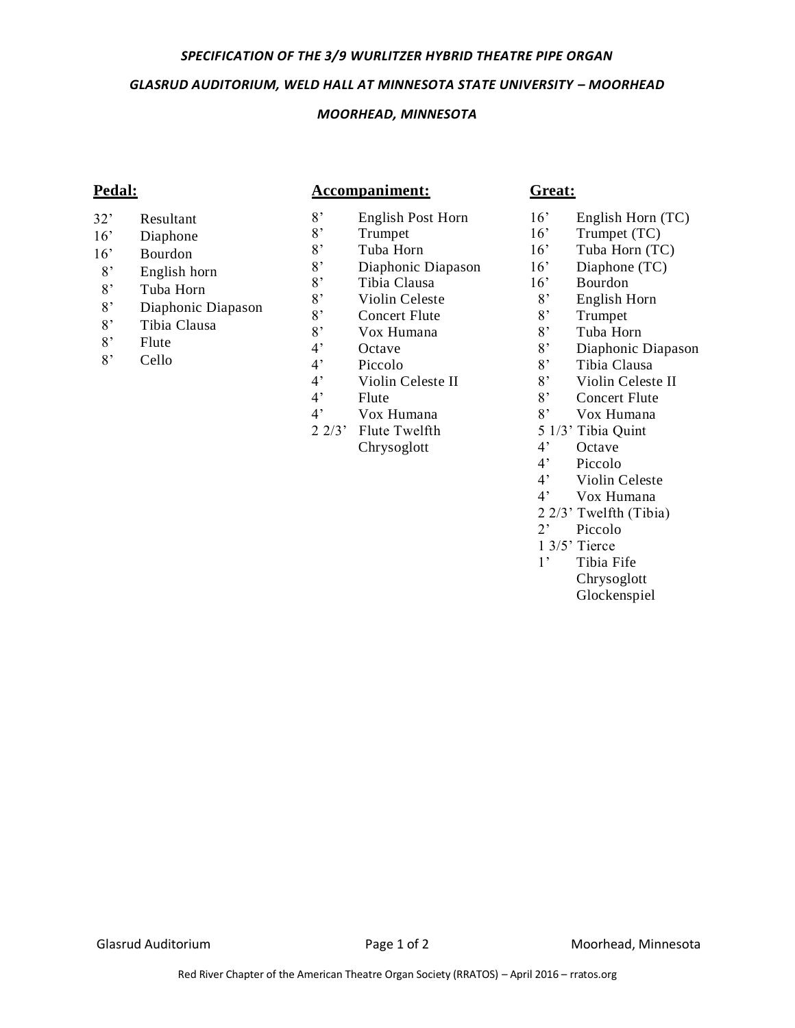***SPECIFICATION OF THE 3/9 WURLITZER HYBRID THEATRE PIPE ORGAN***

***GLASRUD AUDITORIUM, WELD HALL AT MINNESOTA STATE UNIVERSITY – MOORHEAD***

***MOORHEAD, MINNESOTA***

## Pedal:

- 32’ Resultant
- 16’ Diaphone
- 16’ Bourdon
- 8’ English horn
- 8’ Tuba Horn
- 8’ Diaphonic Diapason
- 8’ Tibia Clausa
- 8’ Flute
- 8’ Cello

## Accompaniment:

- 8’ English Post Horn
- 8’ Trumpet
- 8’ Tuba Horn
- 8’ Diaphonic Diapason
- 8’ Tibia Clausa
- 8’ Violin Celeste
- 8’ Concert Flute
- 8’ Vox Humana
- 4’ Octave
- 4’ Piccolo
- 4’ Violin Celeste II
- 4’ Flute
- 4’ Vox Humana
- 2 2/3’ Flute Twelfth
- Chrysoglott

## Great:

- 16’ English Horn (TC)
- 16’ Trumpet (TC)
- 16’ Tuba Horn (TC)
- 16’ Diaphone (TC)
- 16’ Bourdon
- 8’ English Horn
- 8’ Trumpet
- 8’ Tuba Horn
- 8’ Diaphonic Diapason
- 8’ Tibia Clausa
- 8’ Violin Celeste II
- 8’ Concert Flute
- 8’ Vox Humana
- 5 1/3’ Tibia Quint
- 4’ Octave
- 4’ Piccolo
- 4’ Violin Celeste
- 4’ Vox Humana
- 2 2/3’ Twelfth (Tibia)
- 2’ Piccolo
- 1 3/5’ Tierce
- 1’ Tibia Fife
- Chrysoglott
- Glockenspiel

Red River Chapter of the American Theatre Organ Society (RRATOS) – April 2016 – rratos.org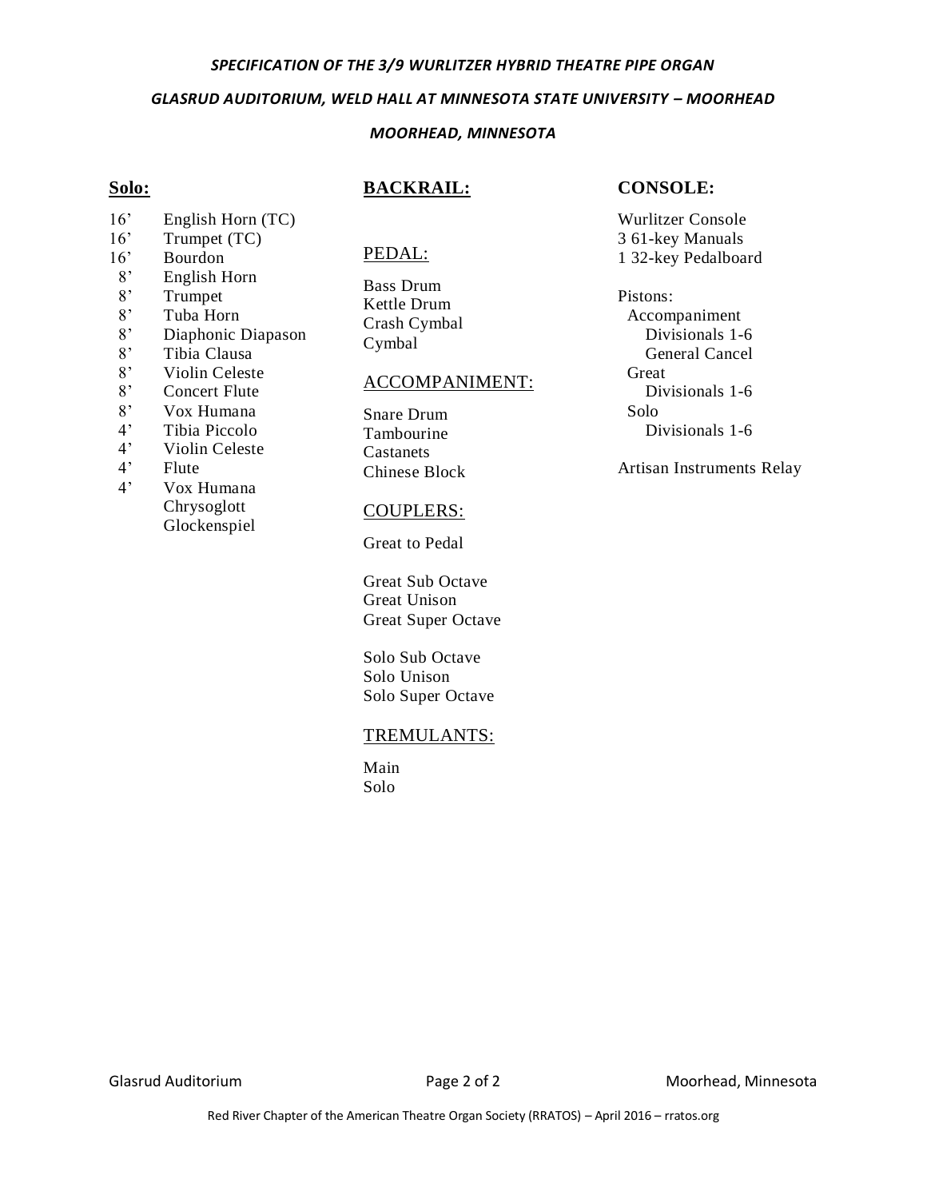***SPECIFICATION OF THE 3/9 WURLITZER HYBRID THEATRE PIPE ORGAN***

***GLASRUD AUDITORIUM, WELD HALL AT MINNESOTA STATE UNIVERSITY – MOORHEAD***

***MOORHEAD, MINNESOTA***

## **Solo:**

| | |
|---|---|
| 16’ | English Horn (TC) |
| 16’ | Trumpet (TC) |
| 16’ | Bourdon |
| 8’ | English Horn |
| 8’ | Trumpet |
| 8’ | Tuba Horn |
| 8’ | Diaphonic Diapason |
| 8’ | Tibia Clausa |
| 8’ | Violin Celeste |
| 8’ | Concert Flute |
| 8’ | Vox Humana |
| 4’ | Tibia Piccolo |
| 4’ | Violin Celeste |
| 4’ | Flute |
| 4’ | Vox Humana |
| | Chrysoglott |
| | Glockenspiel |

## **BACKRAIL:**

### PEDAL:

Bass Drum
Kettle Drum
Crash Cymbal
Cymbal

### ACCOMPANIMENT:

Snare Drum
Tambourine
Castanets
Chinese Block

### COUPLERS:

Great to Pedal

Great Sub Octave
Great Unison
Great Super Octave

Solo Sub Octave
Solo Unison
Solo Super Octave

### TREMULANTS:

Main
Solo

## **CONSOLE:**

Wurlitzer Console
3 61-key Manuals
1 32-key Pedalboard

Pistons:
- Accompaniment
  - Divisionals 1-6
  - General Cancel
- Great
  - Divisionals 1-6
- Solo
  - Divisionals 1-6

Artisan Instruments Relay

Red River Chapter of the American Theatre Organ Society (RRATOS) – April 2016 – rratos.org